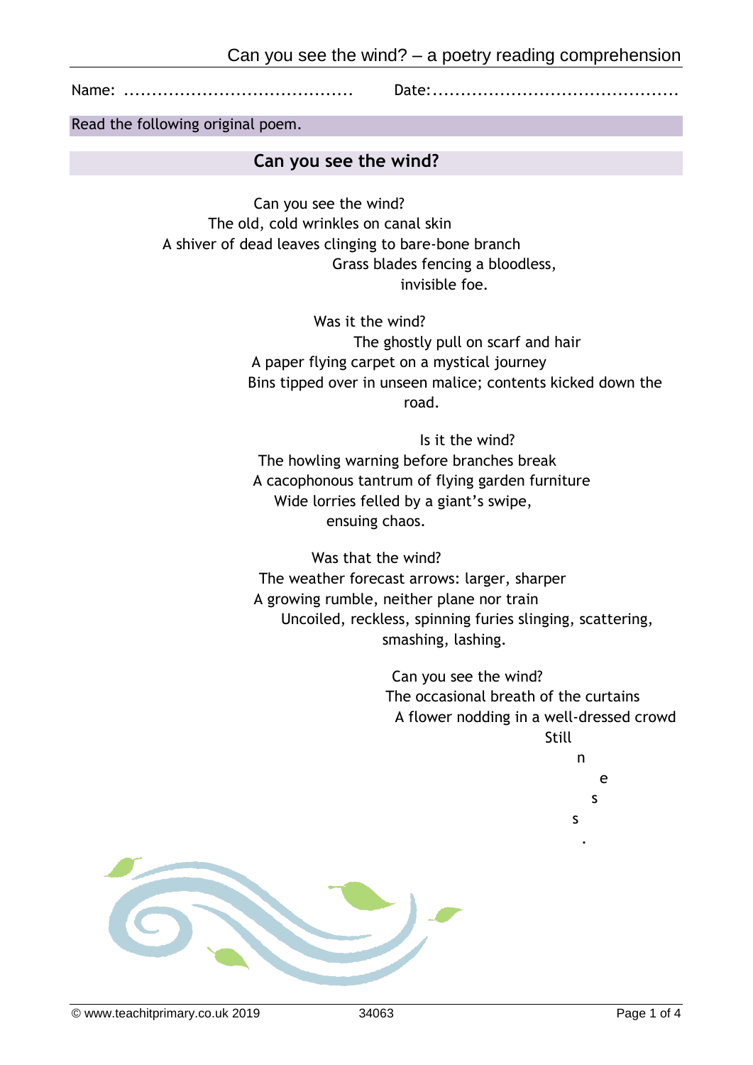Name: ........................................ Date:...........................................

Read the following original poem.

## Can you see the wind?

Can you see the wind?
The old, cold wrinkles on canal skin
A shiver of dead leaves clinging to bare-bone branch
Grass blades fencing a bloodless,
invisible foe.

Was it the wind?
The ghostly pull on scarf and hair
A paper flying carpet on a mystical journey
Bins tipped over in unseen malice; contents kicked down the
road.

Is it the wind?
The howling warning before branches break
A cacophonous tantrum of flying garden furniture
Wide lorries felled by a giant's swipe,
ensuing chaos.

Was that the wind?
The weather forecast arrows: larger, sharper
A growing rumble, neither plane nor train
Uncoiled, reckless, spinning furies slinging, scattering,
smashing, lashing.

Can you see the wind?
The occasional breath of the curtains
A flower nodding in a well-dressed crowd
Still
n
e
s
s
.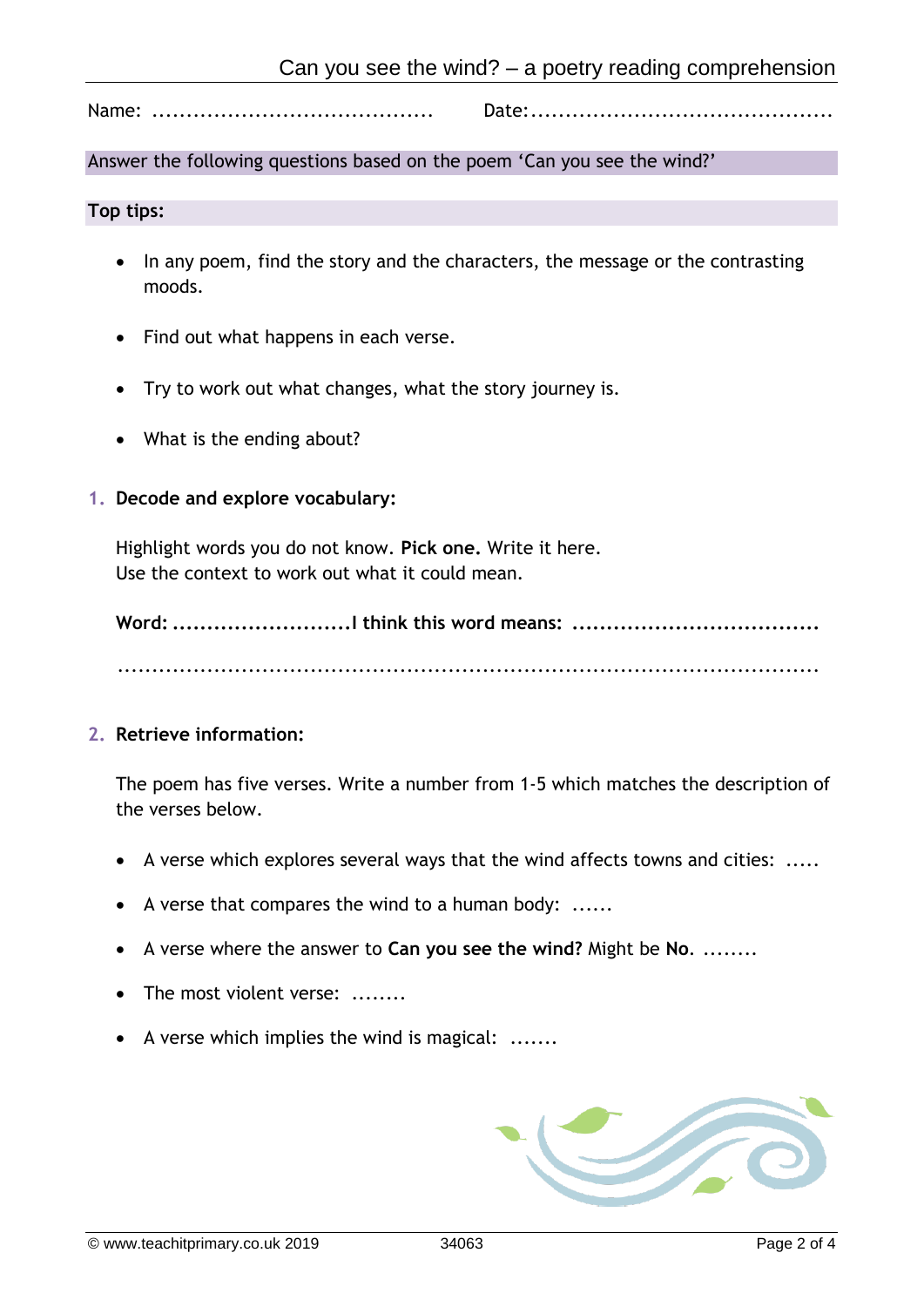Name: ......................................... Date: ...........................................

Answer the following questions based on the poem 'Can you see the wind?'

**Top tips:**

- In any poem, find the story and the characters, the message or the contrasting moods.
- Find out what happens in each verse.
- Try to work out what changes, what the story journey is.
- What is the ending about?

1. **Decode and explore vocabulary:**

   Highlight words you do not know. **Pick one.** Write it here.
   Use the context to work out what it could mean.

   **Word: ..........................I think this word means: ...................................**

   ..........................................................................................................

2. **Retrieve information:**

   The poem has five verses. Write a number from 1-5 which matches the description of the verses below.

   - A verse which explores several ways that the wind affects towns and cities: .....
   - A verse that compares the wind to a human body: ......
   - A verse where the answer to **Can you see the wind?** Might be **No**. ........
   - The most violent verse: ........
   - A verse which implies the wind is magical: .......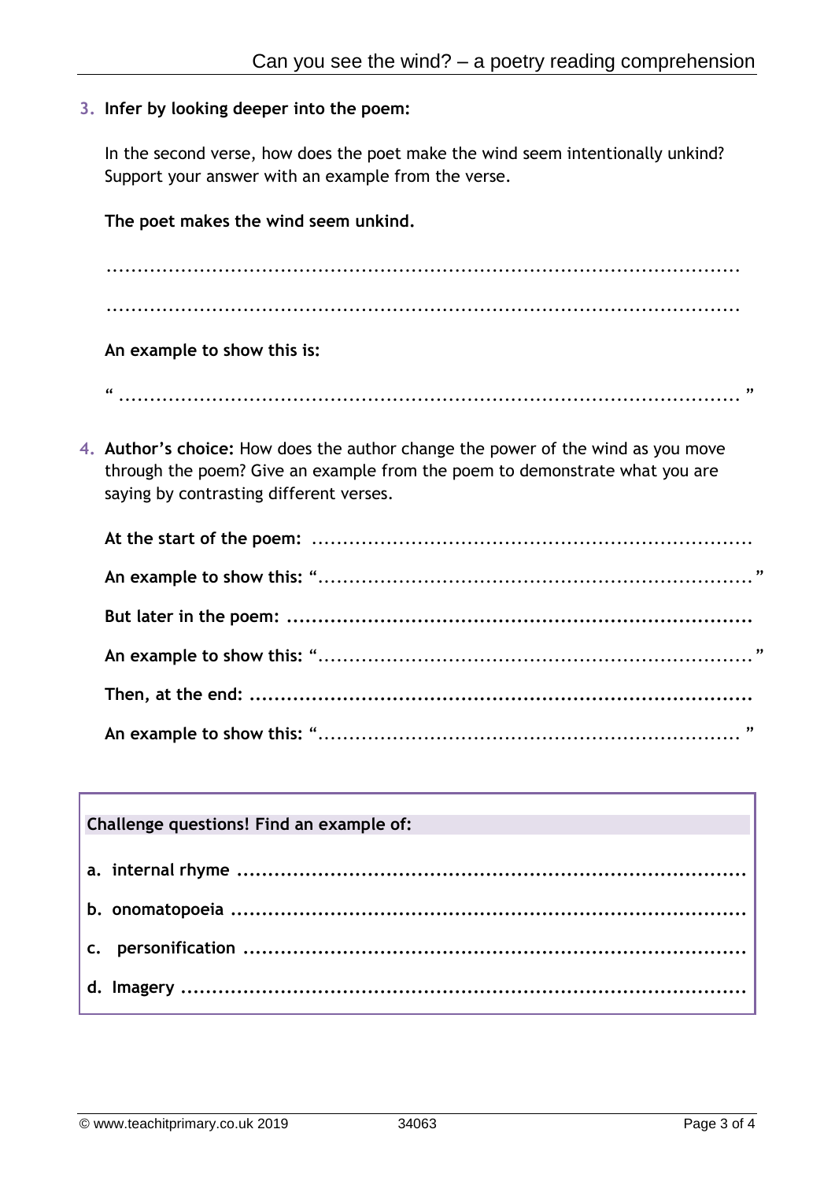3. **Infer by looking deeper into the poem:**

   In the second verse, how does the poet make the wind seem intentionally unkind? Support your answer with an example from the verse.

   **The poet makes the wind seem unkind.**

   ..............................................................................................

   ..............................................................................................

   **An example to show this is:**

   " .............................................................................................. "

4. **Author's choice:** How does the author change the power of the wind as you move through the poem? Give an example from the poem to demonstrate what you are saying by contrasting different verses.

   **At the start of the poem:** ..................................................................

   **An example to show this:** "................................................................"

   **But later in the poem:** ....................................................................

   **An example to show this:** "................................................................"

   **Then, at the end:** ..........................................................................

   **An example to show this:** "................................................................"

**Challenge questions! Find an example of:**

**a. internal rhyme** ...........................................................................

**b. onomatopoeia** ............................................................................

**c. personification** ........................................................................

**d. Imagery** ......................................................................................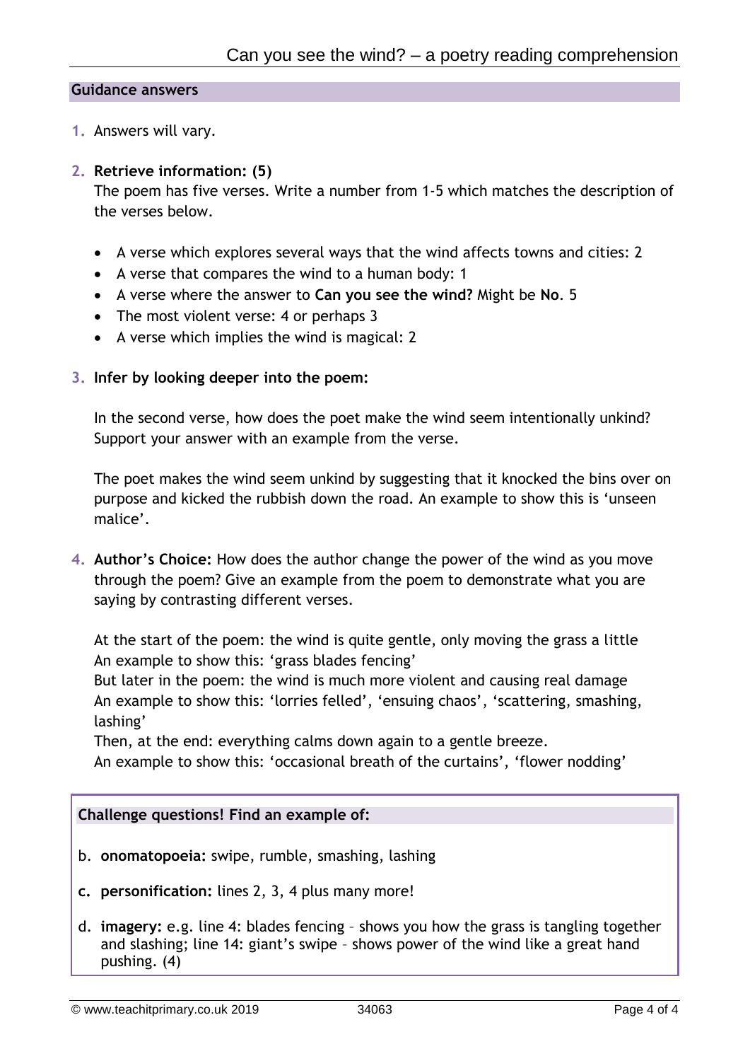## Guidance answers

1. Answers will vary.

2. **Retrieve information: (5)**
   The poem has five verses. Write a number from 1-5 which matches the description of the verses below.

   - A verse which explores several ways that the wind affects towns and cities: 2
   - A verse that compares the wind to a human body: 1
   - A verse where the answer to **Can you see the wind?** Might be **No**. 5
   - The most violent verse: 4 or perhaps 3
   - A verse which implies the wind is magical: 2

3. **Infer by looking deeper into the poem:**

   In the second verse, how does the poet make the wind seem intentionally unkind? Support your answer with an example from the verse.

   The poet makes the wind seem unkind by suggesting that it knocked the bins over on purpose and kicked the rubbish down the road. An example to show this is 'unseen malice'.

4. **Author's Choice:** How does the author change the power of the wind as you move through the poem? Give an example from the poem to demonstrate what you are saying by contrasting different verses.

   At the start of the poem: the wind is quite gentle, only moving the grass a little
   An example to show this: 'grass blades fencing'
   But later in the poem: the wind is much more violent and causing real damage
   An example to show this: 'lorries felled', 'ensuing chaos', 'scattering, smashing, lashing'
   Then, at the end: everything calms down again to a gentle breeze.
   An example to show this: 'occasional breath of the curtains', 'flower nodding'

**Challenge questions! Find an example of:**

b. **onomatopoeia:** swipe, rumble, smashing, lashing

c. **personification:** lines 2, 3, 4 plus many more!

d. **imagery:** e.g. line 4: blades fencing – shows you how the grass is tangling together and slashing; line 14: giant's swipe – shows power of the wind like a great hand pushing. (4)